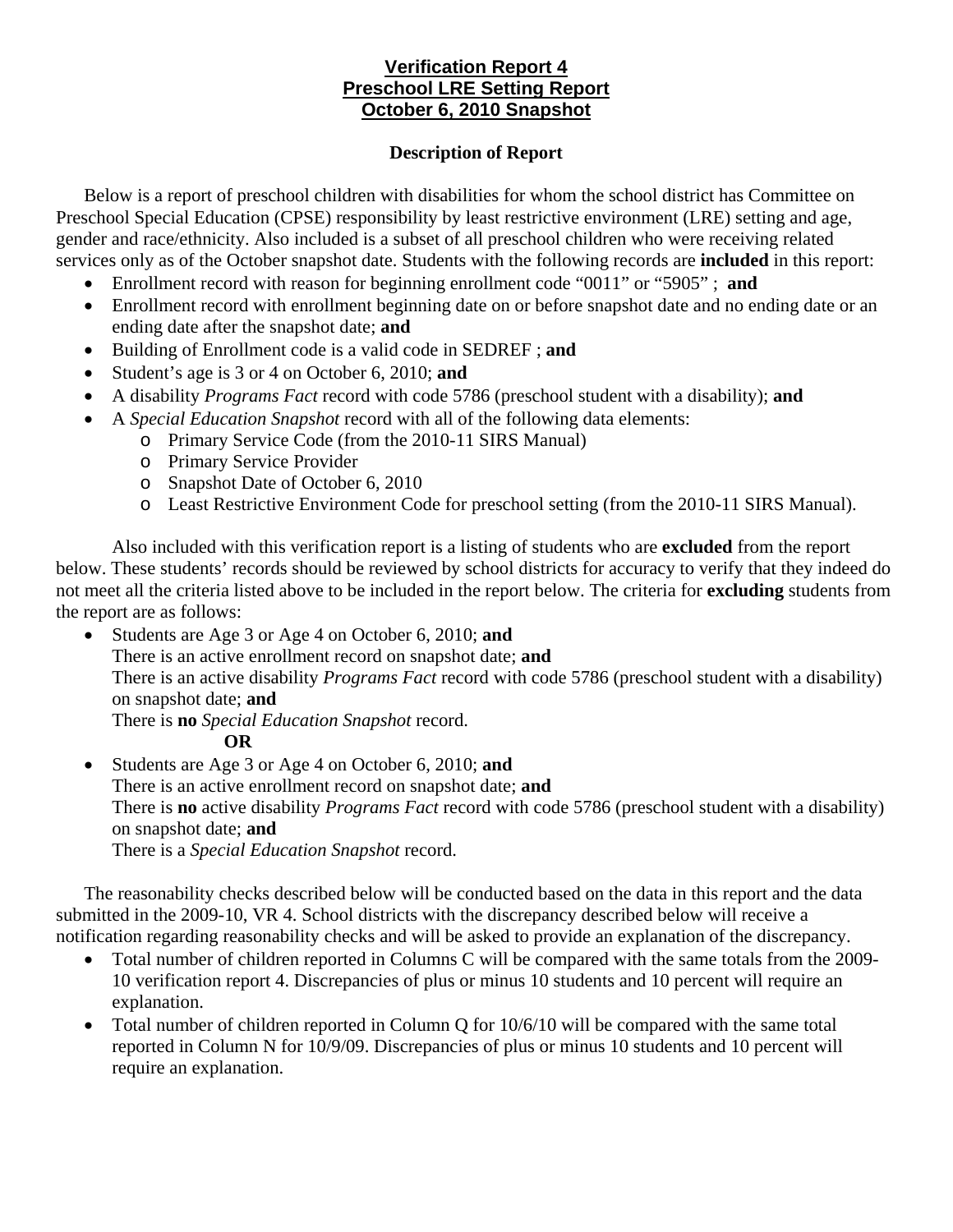# Verification Report 4
# Preschool LRE Setting Report
# October 6, 2010 Snapshot

## Description of Report

Below is a report of preschool children with disabilities for whom the school district has Committee on Preschool Special Education (CPSE) responsibility by least restrictive environment (LRE) setting and age, gender and race/ethnicity. Also included is a subset of all preschool children who were receiving related services only as of the October snapshot date. Students with the following records are **included** in this report:

- Enrollment record with reason for beginning enrollment code "0011" or "5905" ; **and**
- Enrollment record with enrollment beginning date on or before snapshot date and no ending date or an ending date after the snapshot date; **and**
- Building of Enrollment code is a valid code in SEDREF ; **and**
- Student's age is 3 or 4 on October 6, 2010; **and**
- A disability *Programs Fact* record with code 5786 (preschool student with a disability); **and**
- A *Special Education Snapshot* record with all of the following data elements:
  - Primary Service Code (from the 2010-11 SIRS Manual)
  - Primary Service Provider
  - Snapshot Date of October 6, 2010
  - Least Restrictive Environment Code for preschool setting (from the 2010-11 SIRS Manual).

Also included with this verification report is a listing of students who are **excluded** from the report below. These students' records should be reviewed by school districts for accuracy to verify that they indeed do not meet all the criteria listed above to be included in the report below. The criteria for **excluding** students from the report are as follows:

- Students are Age 3 or Age 4 on October 6, 2010; **and**
  There is an active enrollment record on snapshot date; **and**
  There is an active disability *Programs Fact* record with code 5786 (preschool student with a disability) on snapshot date; **and**
  There is **no** *Special Education Snapshot* record.

  **OR**

- Students are Age 3 or Age 4 on October 6, 2010; **and**
  There is an active enrollment record on snapshot date; **and**
  There is **no** active disability *Programs Fact* record with code 5786 (preschool student with a disability) on snapshot date; **and**
  There is a *Special Education Snapshot* record.

The reasonability checks described below will be conducted based on the data in this report and the data submitted in the 2009-10, VR 4. School districts with the discrepancy described below will receive a notification regarding reasonability checks and will be asked to provide an explanation of the discrepancy.

- Total number of children reported in Columns C will be compared with the same totals from the 2009-10 verification report 4. Discrepancies of plus or minus 10 students and 10 percent will require an explanation.
- Total number of children reported in Column Q for 10/6/10 will be compared with the same total reported in Column N for 10/9/09. Discrepancies of plus or minus 10 students and 10 percent will require an explanation.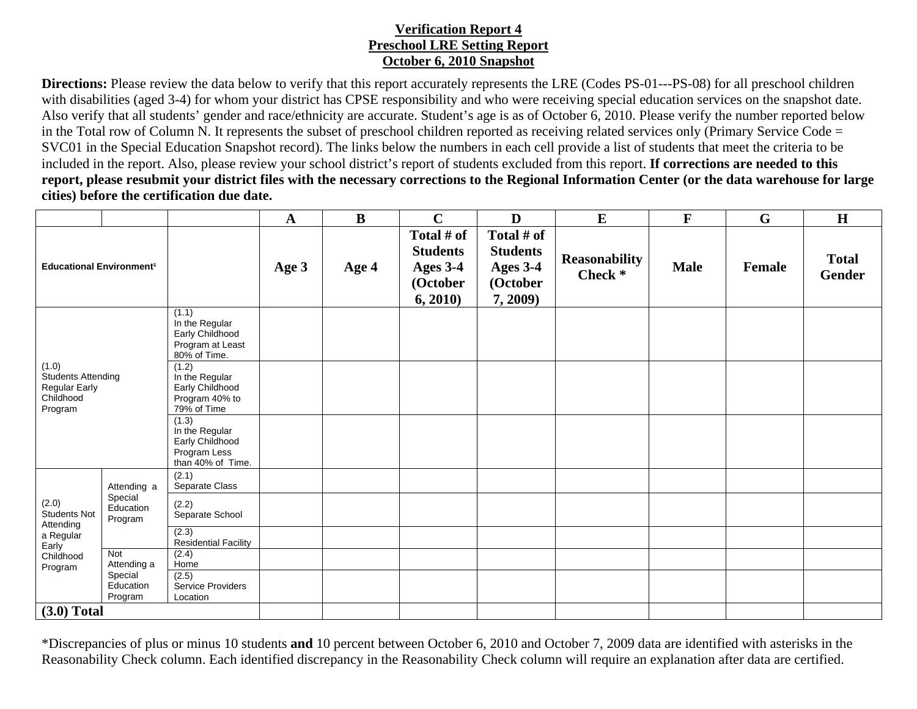**Verification Report 4**
**Preschool LRE Setting Report**
**October 6, 2010 Snapshot**

**Directions:** Please review the data below to verify that this report accurately represents the LRE (Codes PS-01---PS-08) for all preschool children with disabilities (aged 3-4) for whom your district has CPSE responsibility and who were receiving special education services on the snapshot date. Also verify that all students' gender and race/ethnicity are accurate. Student's age is as of October 6, 2010. Please verify the number reported below in the Total row of Column N. It represents the subset of preschool children reported as receiving related services only (Primary Service Code = SVC01 in the Special Education Snapshot record). The links below the numbers in each cell provide a list of students that meet the criteria to be included in the report. Also, please review your school district's report of students excluded from this report. **If corrections are needed to this report, please resubmit your district files with the necessary corrections to the Regional Information Center (or the data warehouse for large cities) before the certification due date.**

| | | | A | B | C | D | E | F | G | H |
|---|---|---|---|---|---|---|---|---|---|---|
| Educational Environment[1] | | | Age 3 | Age 4 | Total # of Students Ages 3-4 (October 6, 2010) | Total # of Students Ages 3-4 (October 7, 2009) | Reasonability Check * | Male | Female | Total Gender |
| (1.0) Students Attending Regular Early Childhood Program | | (1.1) In the Regular Early Childhood Program at Least 80% of Time. | | | | | | | | |
| | | (1.2) In the Regular Early Childhood Program 40% to 79% of Time | | | | | | | | |
| | | (1.3) In the Regular Early Childhood Program Less than 40% of Time. | | | | | | | | |
| (2.0) Students Not Attending a Regular Early Childhood Program | Attending a Special Education Program | (2.1) Separate Class | | | | | | | | |
| | | (2.2) Separate School | | | | | | | | |
| | | (2.3) Residential Facility | | | | | | | | |
| | Not Attending a Special Education Program | (2.4) Home | | | | | | | | |
| | | (2.5) Service Providers Location | | | | | | | | |
| **(3.0) Total** | | | | | | | | | | |

*Discrepancies of plus or minus 10 students **and** 10 percent between October 6, 2010 and October 7, 2009 data are identified with asterisks in the Reasonability Check column. Each identified discrepancy in the Reasonability Check column will require an explanation after data are certified.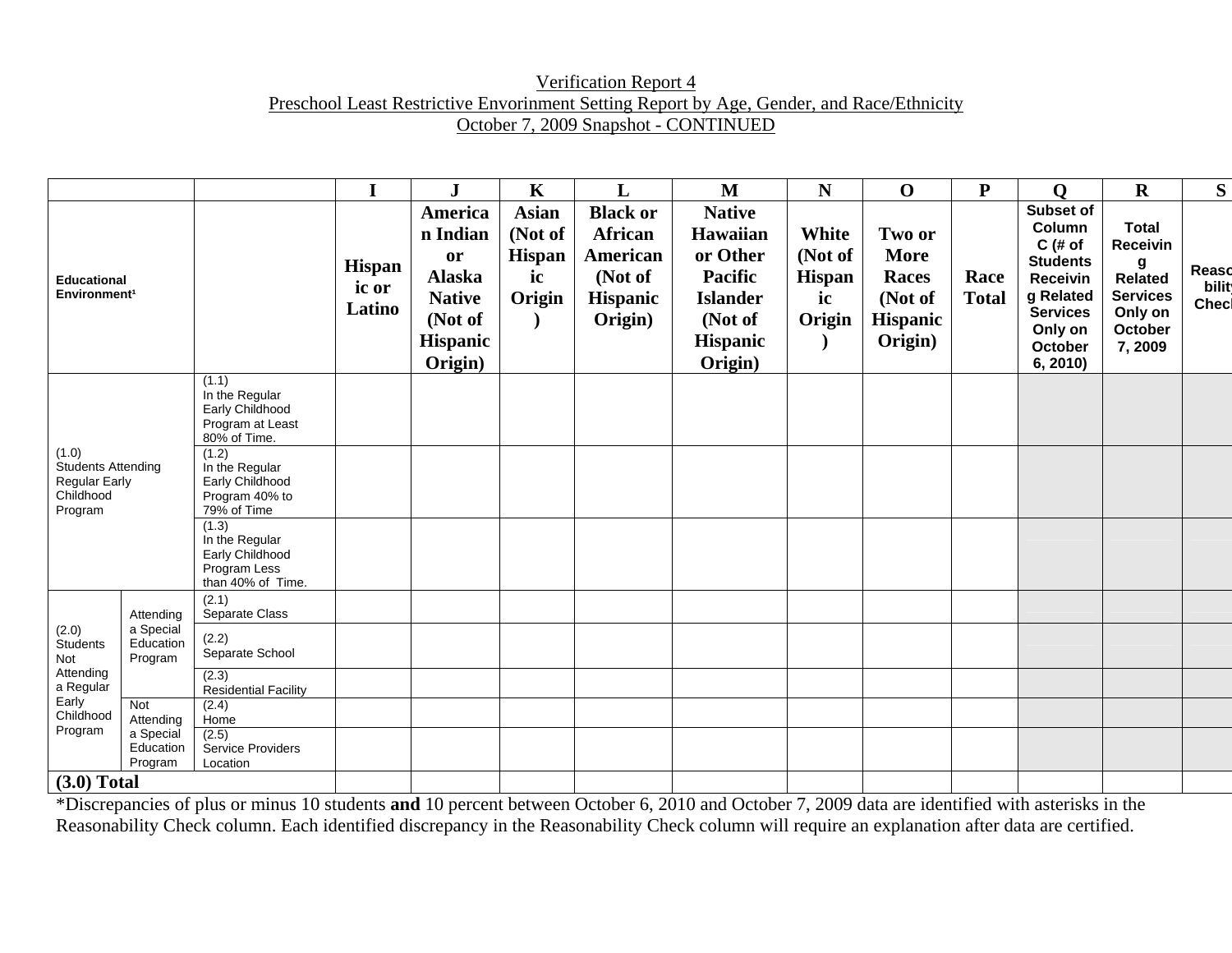Verification Report 4
Preschool Least Restrictive Envornment Setting Report by Age, Gender, and Race/Ethnicity
October 7, 2009 Snapshot - CONTINUED

| | | | I | J | K | L | M | N | O | P | Q | R | S |
|---|---|---|---|---|---|---|---|---|---|---|---|---|---|
| Educational Environment[1] | | | Hispanic or Latino | American Indian or Alaska Native (Not of Hispanic Origin) | Asian (Not of Hispanic Origin) | Black or African American (Not of Hispanic Origin) | Native Hawaiian or Other Pacific Islander (Not of Hispanic Origin) | White (Not of Hispanic Origin) | Two or More Races (Not of Hispanic Origin) | Race Total | Subset of Column C (# of Students Receiving Related Services Only on October 6, 2010) | Total Receiving Related Services Only on October 7, 2009 | Reasonability Check |
| (1.0) Students Attending Regular Early Childhood Program | | (1.1) In the Regular Early Childhood Program at Least 80% of Time. | | | | | | | | | | | |
| | | (1.2) In the Regular Early Childhood Program 40% to 79% of Time | | | | | | | | | | | |
| | | (1.3) In the Regular Early Childhood Program Less than 40% of Time. | | | | | | | | | | | |
| (2.0) Students Not Attending a Regular Early Childhood Program | Attending a Special Education Program | (2.1) Separate Class | | | | | | | | | | | |
| | | (2.2) Separate School | | | | | | | | | | | |
| | | (2.3) Residential Facility | | | | | | | | | | | |
| | Not Attending a Special Education Program | (2.4) Home | | | | | | | | | | | |
| | | (2.5) Service Providers Location | | | | | | | | | | | |
| **(3.0) Total** | | | | | | | | | | | | | |

*Discrepancies of plus or minus 10 students **and** 10 percent between October 6, 2010 and October 7, 2009 data are identified with asterisks in the Reasonability Check column. Each identified discrepancy in the Reasonability Check column will require an explanation after data are certified.